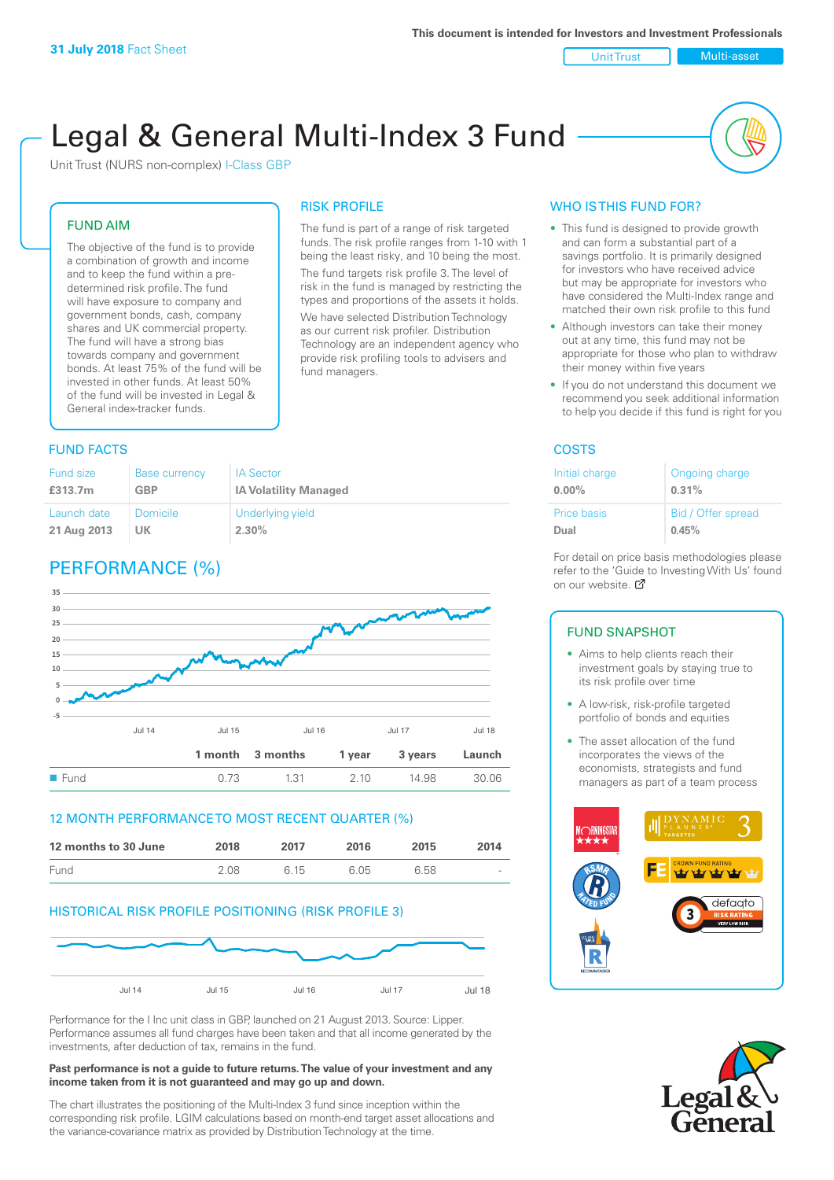**31 July 2018** Fact Sheet

This document is intended for Investors and Investment Professionals

Unit Trust | Multi-asset

# Legal & General Multi-Index 3 Fund

Unit Trust (NURS non-complex) I-Class GBP

## FUND AIM

The objective of the fund is to provide a combination of growth and income and to keep the fund within a pre-determined risk profile. The fund will have exposure to company and government bonds, cash, company shares and UK commercial property. The fund will have a strong bias towards company and government bonds. At least 75% of the fund will be invested in other funds. At least 50% of the fund will be invested in Legal & General index-tracker funds.

## RISK PROFILE

The fund is part of a range of risk targeted funds. The risk profile ranges from 1-10 with 1 being the least risky, and 10 being the most.

The fund targets risk profile 3. The level of risk in the fund is managed by restricting the types and proportions of the assets it holds.

We have selected Distribution Technology as our current risk profiler. Distribution Technology are an independent agency who provide risk profiling tools to advisers and fund managers.

## WHO IS THIS FUND FOR?

- This fund is designed to provide growth and can form a substantial part of a savings portfolio. It is primarily designed for investors who have received advice but may be appropriate for investors who have considered the Multi-Index range and matched their own risk profile to this fund
- Although investors can take their money out at any time, this fund may not be appropriate for those who plan to withdraw their money within five years
- If you do not understand this document we recommend you seek additional information to help you decide if this fund is right for you

## FUND FACTS

| Fund size | Base currency | IA Sector |
|---|---|---|
| **£313.7m** | **GBP** | **IA Volatility Managed** |
| **Launch date** | **Domicile** | **Underlying yield** |
| **21 Aug 2013** | **UK** | **2.30%** |

## COSTS

| Initial charge | Ongoing charge |
|---|---|
| **0.00%** | **0.31%** |
| **Price basis** | **Bid / Offer spread** |
| **Dual** | **0.45%** |

For detail on price basis methodologies please refer to the 'Guide to Investing With Us' found on our website.

## PERFORMANCE (%)

| | 1 month | 3 months | 1 year | 3 years | Launch |
|---|---|---|---|---|---|
| Fund | 0.73 | 1.31 | 2.10 | 14.98 | 30.06 |

## 12 MONTH PERFORMANCE TO MOST RECENT QUARTER (%)

| 12 months to 30 June | 2018 | 2017 | 2016 | 2015 | 2014 |
|---|---|---|---|---|---|
| Fund | 2.08 | 6.15 | 6.05 | 6.58 | - |

## HISTORICAL RISK PROFILE POSITIONING (RISK PROFILE 3)

Performance for the I Inc unit class in GBP, launched on 21 August 2013. Source: Lipper. Performance assumes all fund charges have been taken and that all income generated by the investments, after deduction of tax, remains in the fund.

**Past performance is not a guide to future returns. The value of your investment and any income taken from it is not guaranteed and may go up and down.**

The chart illustrates the positioning of the Multi-Index 3 fund since inception within the corresponding risk profile. LGIM calculations based on month-end target asset allocations and the variance-covariance matrix as provided by Distribution Technology at the time.

## FUND SNAPSHOT

- Aims to help clients reach their investment goals by staying true to its risk profile over time
- A low-risk, risk-profile targeted portfolio of bonds and equities
- The asset allocation of the fund incorporates the views of the economists, strategists and fund managers as part of a team process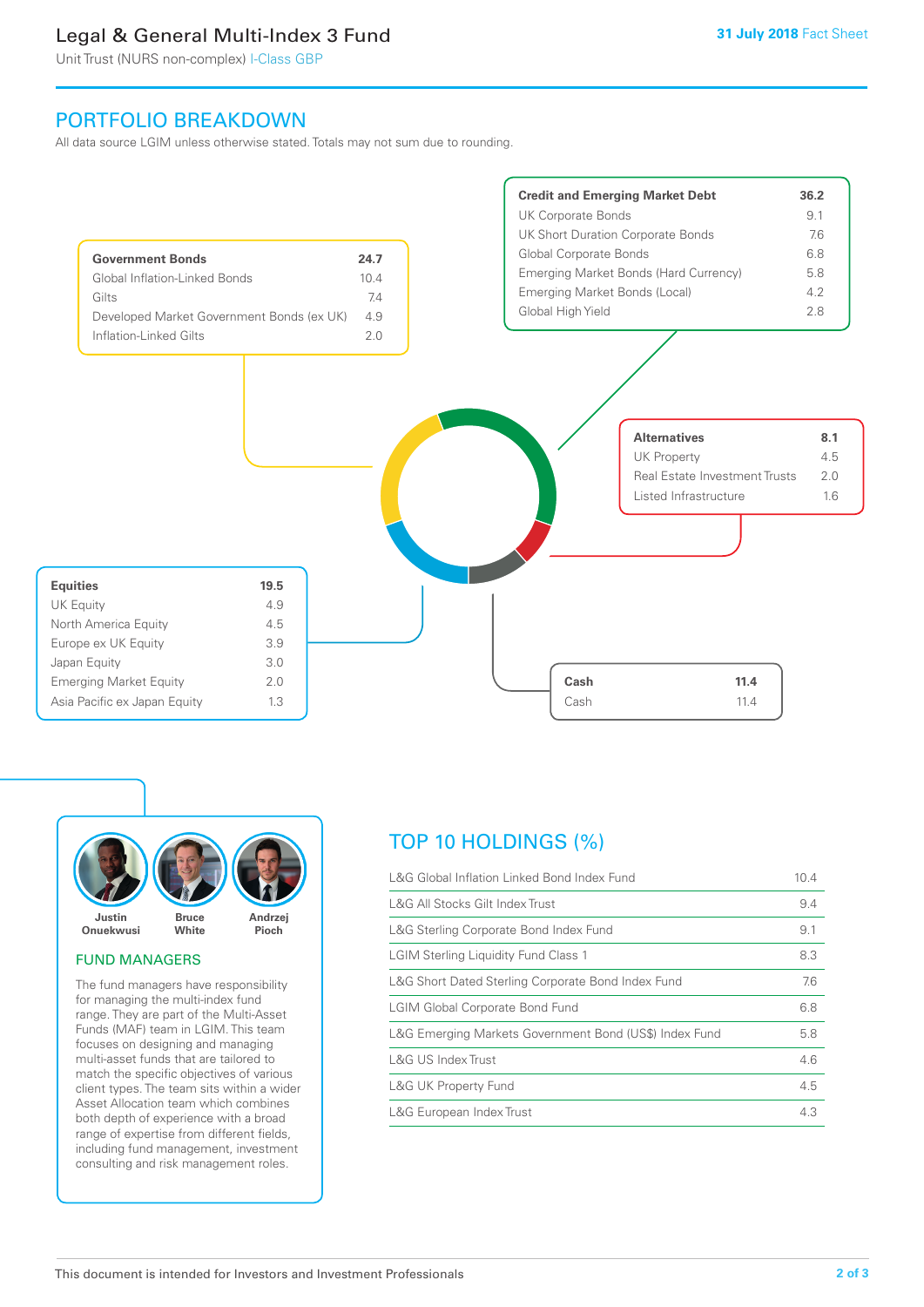# Legal & General Multi-Index 3 Fund

Unit Trust (NURS non-complex) I-Class GBP

31 July 2018 Fact Sheet

## PORTFOLIO BREAKDOWN

All data source LGIM unless otherwise stated. Totals may not sum due to rounding.

| Credit and Emerging Market Debt | 36.2 |
|---|---|
| UK Corporate Bonds | 9.1 |
| UK Short Duration Corporate Bonds | 7.6 |
| Global Corporate Bonds | 6.8 |
| Emerging Market Bonds (Hard Currency) | 5.8 |
| Emerging Market Bonds (Local) | 4.2 |
| Global High Yield | 2.8 |

| Government Bonds | 24.7 |
|---|---|
| Global Inflation-Linked Bonds | 10.4 |
| Gilts | 7.4 |
| Developed Market Government Bonds (ex UK) | 4.9 |
| Inflation-Linked Gilts | 2.0 |

| Alternatives | 8.1 |
|---|---|
| UK Property | 4.5 |
| Real Estate Investment Trusts | 2.0 |
| Listed Infrastructure | 1.6 |

| Equities | 19.5 |
|---|---|
| UK Equity | 4.9 |
| North America Equity | 4.5 |
| Europe ex UK Equity | 3.9 |
| Japan Equity | 3.0 |
| Emerging Market Equity | 2.0 |
| Asia Pacific ex Japan Equity | 1.3 |

| Cash | 11.4 |
|---|---|
| Cash | 11.4 |

Justin Onuekwusi, Bruce White, Andrzej Pioch

### FUND MANAGERS

The fund managers have responsibility for managing the multi-index fund range. They are part of the Multi-Asset Funds (MAF) team in LGIM. This team focuses on designing and managing multi-asset funds that are tailored to match the specific objectives of various client types. The team sits within a wider Asset Allocation team which combines both depth of experience with a broad range of expertise from different fields, including fund management, investment consulting and risk management roles.

## TOP 10 HOLDINGS (%)

| Holding | % |
|---|---|
| L&G Global Inflation Linked Bond Index Fund | 10.4 |
| L&G All Stocks Gilt Index Trust | 9.4 |
| L&G Sterling Corporate Bond Index Fund | 9.1 |
| LGIM Sterling Liquidity Fund Class 1 | 8.3 |
| L&G Short Dated Sterling Corporate Bond Index Fund | 7.6 |
| LGIM Global Corporate Bond Fund | 6.8 |
| L&G Emerging Markets Government Bond (US$) Index Fund | 5.8 |
| L&G US Index Trust | 4.6 |
| L&G UK Property Fund | 4.5 |
| L&G European Index Trust | 4.3 |

This document is intended for Investors and Investment Professionals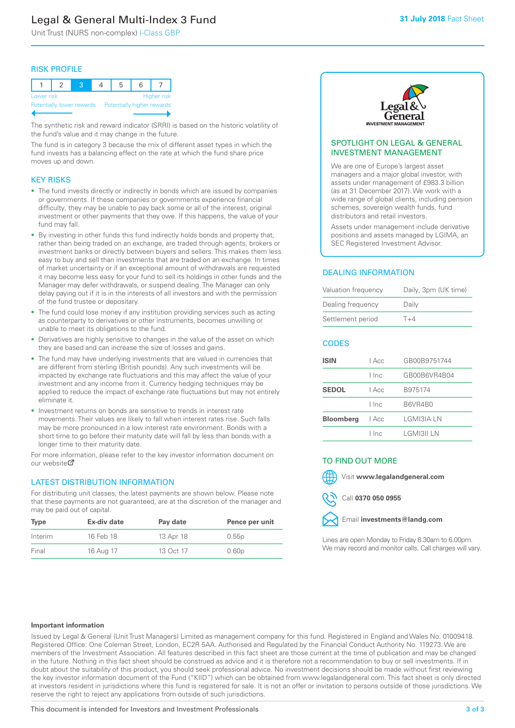# Legal & General Multi-Index 3 Fund

Unit Trust (NURS non-complex) I-Class GBP

31 July 2018 Fact Sheet

## RISK PROFILE

| 1 | 2 | 3 | 4 | 5 | 6 | 7 |
|---|---|---|---|---|---|---|

Lower risk — Higher risk

Potentially lower rewards — Potentially higher rewards

The synthetic risk and reward indicator (SRRI) is based on the historic volatility of the fund's value and it may change in the future.

The fund is in category 3 because the mix of different asset types in which the fund invests has a balancing effect on the rate at which the fund share price moves up and down.

## KEY RISKS

- The fund invests directly or indirectly in bonds which are issued by companies or governments. If these companies or governments experience financial difficulty, they may be unable to pay back some or all of the interest, original investment or other payments that they owe. If this happens, the value of your fund may fall.
- By investing in other funds this fund indirectly holds bonds and property that, rather than being traded on an exchange, are traded through agents, brokers or investment banks or directly between buyers and sellers. This makes them less easy to buy and sell than investments that are traded on an exchange. In times of market uncertainty or if an exceptional amount of withdrawals are requested it may become less easy for your fund to sell its holdings in other funds and the Manager may defer withdrawals, or suspend dealing. The Manager can only delay paying out if it is in the interests of all investors and with the permission of the fund trustee or depositary.
- The fund could lose money if any institution providing services such as acting as counterparty to derivatives or other instruments, becomes unwilling or unable to meet its obligations to the fund.
- Derivatives are highly sensitive to changes in the value of the asset on which they are based and can increase the size of losses and gains.
- The fund may have underlying investments that are valued in currencies that are different from sterling (British pounds). Any such investments will be impacted by exchange rate fluctuations and this may affect the value of your investment and any income from it. Currency hedging techniques may be applied to reduce the impact of exchange rate fluctuations but may not entirely eliminate it.
- Investment returns on bonds are sensitive to trends in interest rate movements. Their values are likely to fall when interest rates rise. Such falls may be more pronounced in a low interest rate environment. Bonds with a short time to go before their maturity date will fall by less than bonds with a longer time to their maturity date.

For more information, please refer to the key investor information document on our website

## LATEST DISTRIBUTION INFORMATION

For distributing unit classes, the latest payments are shown below. Please note that these payments are not guaranteed, are at the discretion of the manager and may be paid out of capital.

| Type | Ex-div date | Pay date | Pence per unit |
|---|---|---|---|
| Interim | 16 Feb 18 | 13 Apr 18 | 0.55p |
| Final | 16 Aug 17 | 13 Oct 17 | 0.60p |

## SPOTLIGHT ON LEGAL & GENERAL INVESTMENT MANAGEMENT

We are one of Europe's largest asset managers and a major global investor, with assets under management of £983.3 billion (as at 31 December 2017). We work with a wide range of global clients, including pension schemes, sovereign wealth funds, fund distributors and retail investors.

Assets under management include derivative positions and assets managed by LGIMA, an SEC Registered Investment Advisor.

## DEALING INFORMATION

| | |
|---|---|
| Valuation frequency | Daily, 3pm (UK time) |
| Dealing frequency | Daily |
| Settlement period | T+4 |

## CODES

| | | |
|---|---|---|
| **ISIN** | I Acc | GB00B9751744 |
| | I Inc | GB00B6VR4B04 |
| **SEDOL** | I Acc | B975174 |
| | I Inc | B6VR4B0 |
| **Bloomberg** | I Acc | LGMI3IA LN |
| | I Inc | LGMI3II LN |

## TO FIND OUT MORE

Visit **www.legalandgeneral.com**

Call **0370 050 0955**

Email **investments@landg.com**

Lines are open Monday to Friday 8.30am to 6.00pm. We may record and monitor calls. Call charges will vary.

**Important information**

Issued by Legal & General (Unit Trust Managers) Limited as management company for this fund. Registered in England and Wales No. 01009418. Registered Office: One Coleman Street, London, EC2R 5AA. Authorised and Regulated by the Financial Conduct Authority No. 119273. We are members of the Investment Association. All features described in this fact sheet are those current at the time of publication and may be changed in the future. Nothing in this fact sheet should be construed as advice and it is therefore not a recommendation to buy or sell investments. If in doubt about the suitability of this product, you should seek professional advice. No investment decisions should be made without first reviewing the key investor information document of the Fund ("KIID") which can be obtained from www.legalandgeneral.com. This fact sheet is only directed at investors resident in jurisdictions where this fund is registered for sale. It is not an offer or invitation to persons outside of those jurisdictions. We reserve the right to reject any applications from outside of such jurisdictions.

This document is intended for Investors and Investment Professionals